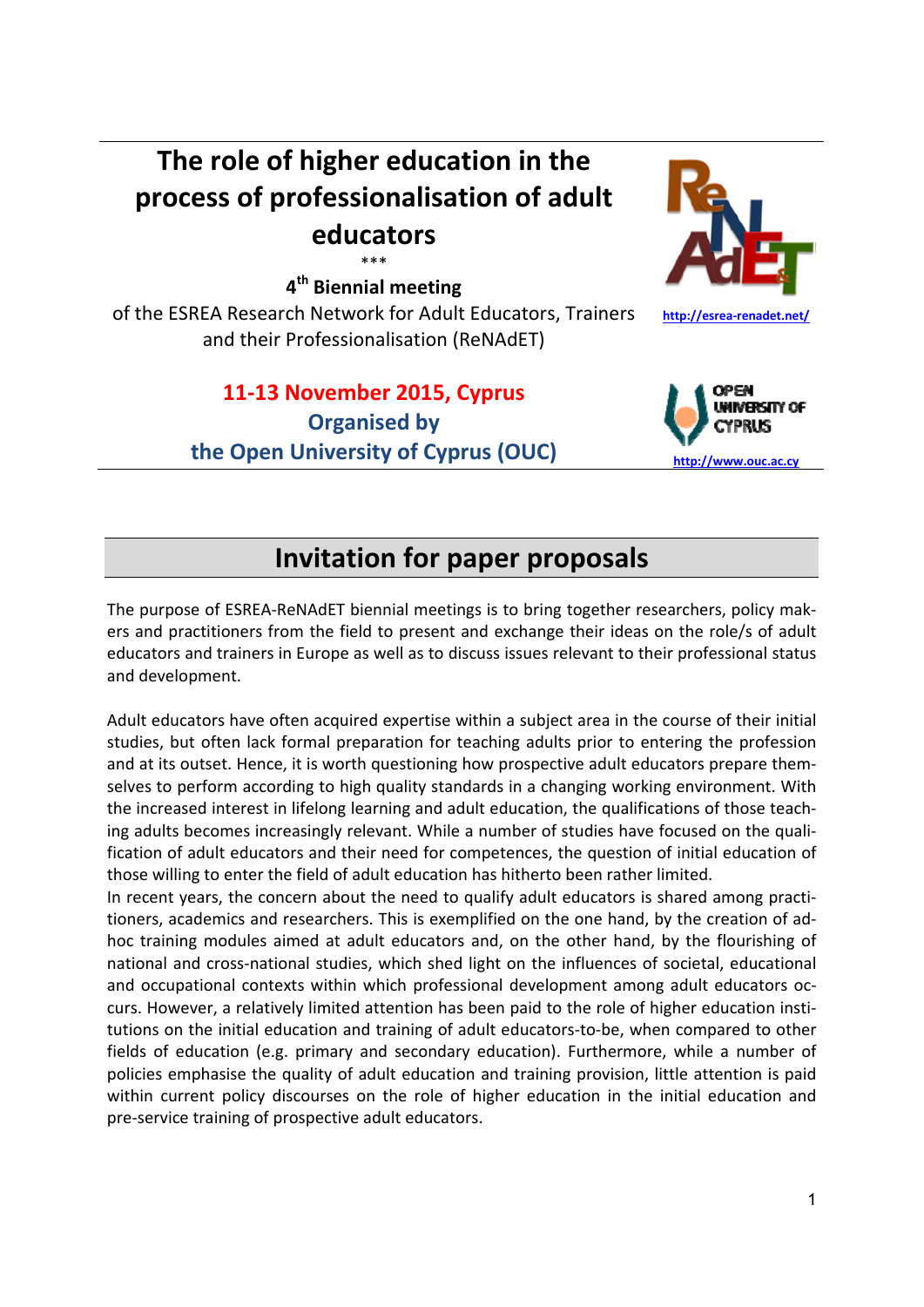# The role of higher education in the process of professionalisation of adult educators

\*\*\*

**4th Biennial meeting**

of the ESREA Research Network for Adult Educators, Trainers and their Professionalisation (ReNAdET)

http://esrea-renadet.net/

**11-13 November 2015, Cyprus**

**Organised by**

**the Open University of Cyprus (OUC)**

OPEN UNIVERSITY OF CYPRUS

http://www.ouc.ac.cy

## Invitation for paper proposals

The purpose of ESREA-ReNAdET biennial meetings is to bring together researchers, policy makers and practitioners from the field to present and exchange their ideas on the role/s of adult educators and trainers in Europe as well as to discuss issues relevant to their professional status and development.

Adult educators have often acquired expertise within a subject area in the course of their initial studies, but often lack formal preparation for teaching adults prior to entering the profession and at its outset. Hence, it is worth questioning how prospective adult educators prepare themselves to perform according to high quality standards in a changing working environment. With the increased interest in lifelong learning and adult education, the qualifications of those teaching adults becomes increasingly relevant. While a number of studies have focused on the qualification of adult educators and their need for competences, the question of initial education of those willing to enter the field of adult education has hitherto been rather limited.

In recent years, the concern about the need to qualify adult educators is shared among practitioners, academics and researchers. This is exemplified on the one hand, by the creation of ad-hoc training modules aimed at adult educators and, on the other hand, by the flourishing of national and cross-national studies, which shed light on the influences of societal, educational and occupational contexts within which professional development among adult educators occurs. However, a relatively limited attention has been paid to the role of higher education institutions on the initial education and training of adult educators-to-be, when compared to other fields of education (e.g. primary and secondary education). Furthermore, while a number of policies emphasise the quality of adult education and training provision, little attention is paid within current policy discourses on the role of higher education in the initial education and pre-service training of prospective adult educators.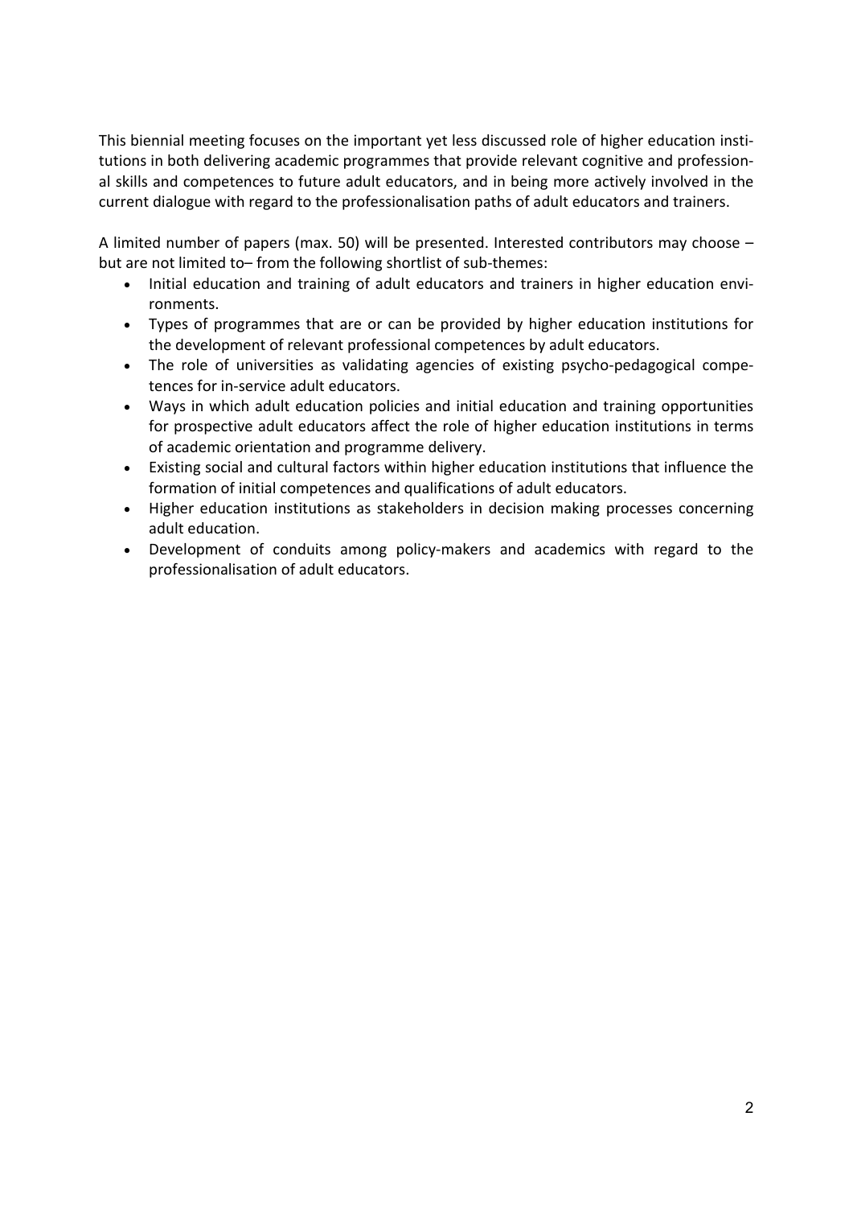This biennial meeting focuses on the important yet less discussed role of higher education institutions in both delivering academic programmes that provide relevant cognitive and professional skills and competences to future adult educators, and in being more actively involved in the current dialogue with regard to the professionalisation paths of adult educators and trainers.

A limited number of papers (max. 50) will be presented. Interested contributors may choose – but are not limited to– from the following shortlist of sub-themes:

- Initial education and training of adult educators and trainers in higher education environments.
- Types of programmes that are or can be provided by higher education institutions for the development of relevant professional competences by adult educators.
- The role of universities as validating agencies of existing psycho-pedagogical competences for in-service adult educators.
- Ways in which adult education policies and initial education and training opportunities for prospective adult educators affect the role of higher education institutions in terms of academic orientation and programme delivery.
- Existing social and cultural factors within higher education institutions that influence the formation of initial competences and qualifications of adult educators.
- Higher education institutions as stakeholders in decision making processes concerning adult education.
- Development of conduits among policy-makers and academics with regard to the professionalisation of adult educators.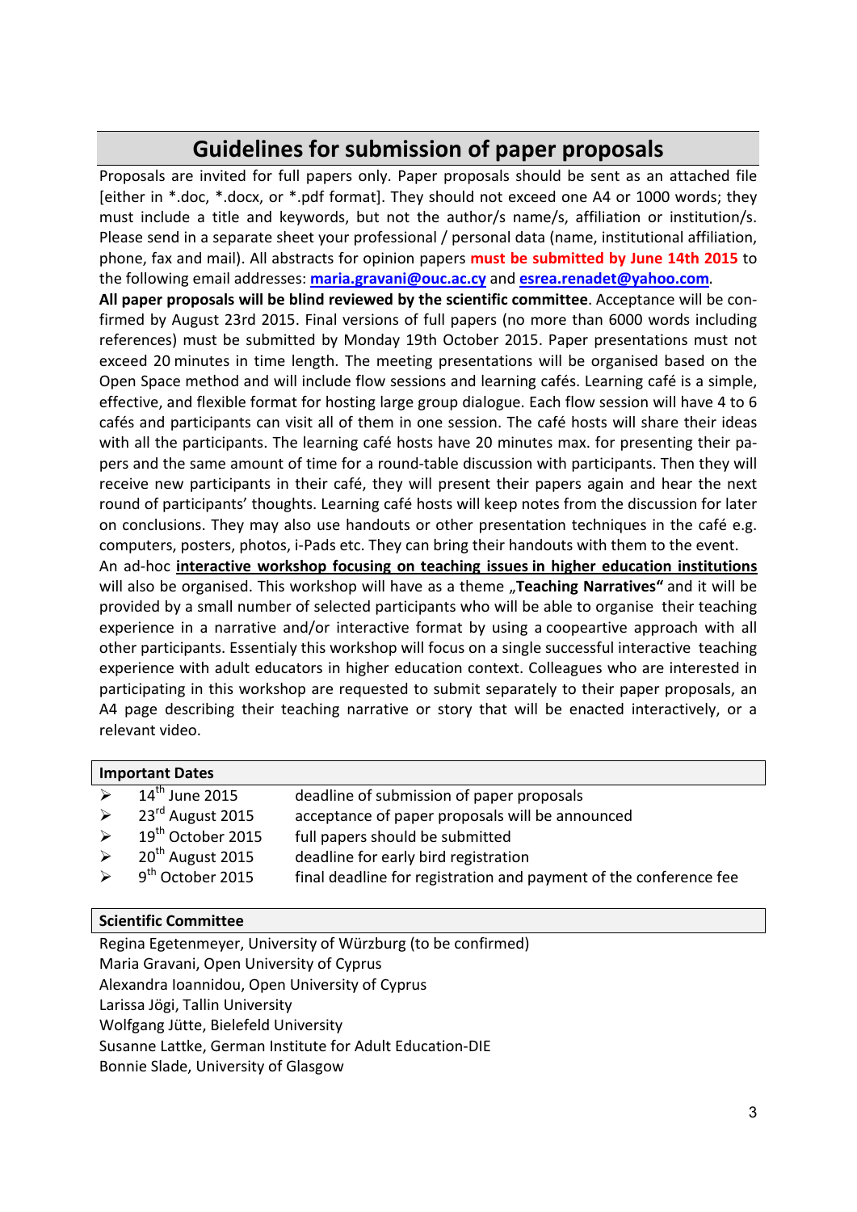## Guidelines for submission of paper proposals

Proposals are invited for full papers only. Paper proposals should be sent as an attached file [either in *.doc, *.docx, or *.pdf format]. They should not exceed one A4 or 1000 words; they must include a title and keywords, but not the author/s name/s, affiliation or institution/s. Please send in a separate sheet your professional / personal data (name, institutional affiliation, phone, fax and mail). All abstracts for opinion papers **must be submitted by June 14th 2015** to the following email addresses: **maria.gravani@ouc.ac.cy** and **esrea.renadet@yahoo.com**.

**All paper proposals will be blind reviewed by the scientific committee**. Acceptance will be confirmed by August 23rd 2015. Final versions of full papers (no more than 6000 words including references) must be submitted by Monday 19th October 2015. Paper presentations must not exceed 20 minutes in time length. The meeting presentations will be organised based on the Open Space method and will include flow sessions and learning cafés. Learning café is a simple, effective, and flexible format for hosting large group dialogue. Each flow session will have 4 to 6 cafés and participants can visit all of them in one session. The café hosts will share their ideas with all the participants. The learning café hosts have 20 minutes max. for presenting their papers and the same amount of time for a round-table discussion with participants. Then they will receive new participants in their café, they will present their papers again and hear the next round of participants' thoughts. Learning café hosts will keep notes from the discussion for later on conclusions. They may also use handouts or other presentation techniques in the café e.g. computers, posters, photos, i-Pads etc. They can bring their handouts with them to the event.

An ad-hoc **interactive workshop focusing on teaching issues in higher education institutions** will also be organised. This workshop will have as a theme „**Teaching Narratives"** and it will be provided by a small number of selected participants who will be able to organise their teaching experience in a narrative and/or interactive format by using a cooperartive approach with all other participants. Essentialy this workshop will focus on a single successful interactive teaching experience with adult educators in higher education context. Colleagues who are interested in participating in this workshop are requested to submit separately to their paper proposals, an A4 page describing their teaching narrative or story that will be enacted interactively, or a relevant video.

**Important Dates**

- 14th June 2015 — deadline of submission of paper proposals
- 23rd August 2015 — acceptance of paper proposals will be announced
- 19th October 2015 — full papers should be submitted
- 20th August 2015 — deadline for early bird registration
- 9th October 2015 — final deadline for registration and payment of the conference fee

**Scientific Committee**

Regina Egetenmeyer, University of Würzburg (to be confirmed)
Maria Gravani, Open University of Cyprus
Alexandra Ioannidou, Open University of Cyprus
Larissa Jögi, Tallin University
Wolfgang Jütte, Bielefeld University
Susanne Lattke, German Institute for Adult Education-DIE
Bonnie Slade, University of Glasgow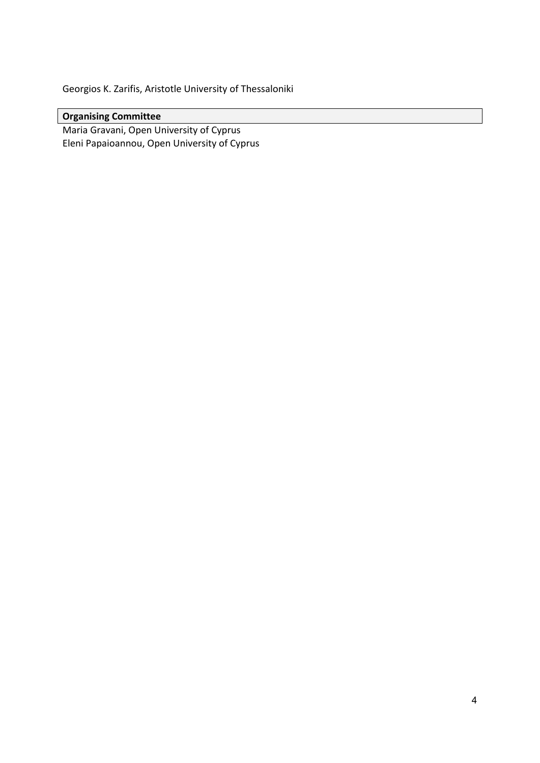Georgios K. Zarifis, Aristotle University of Thessaloniki

**Organising Committee**

Maria Gravani, Open University of Cyprus
Eleni Papaioannou, Open University of Cyprus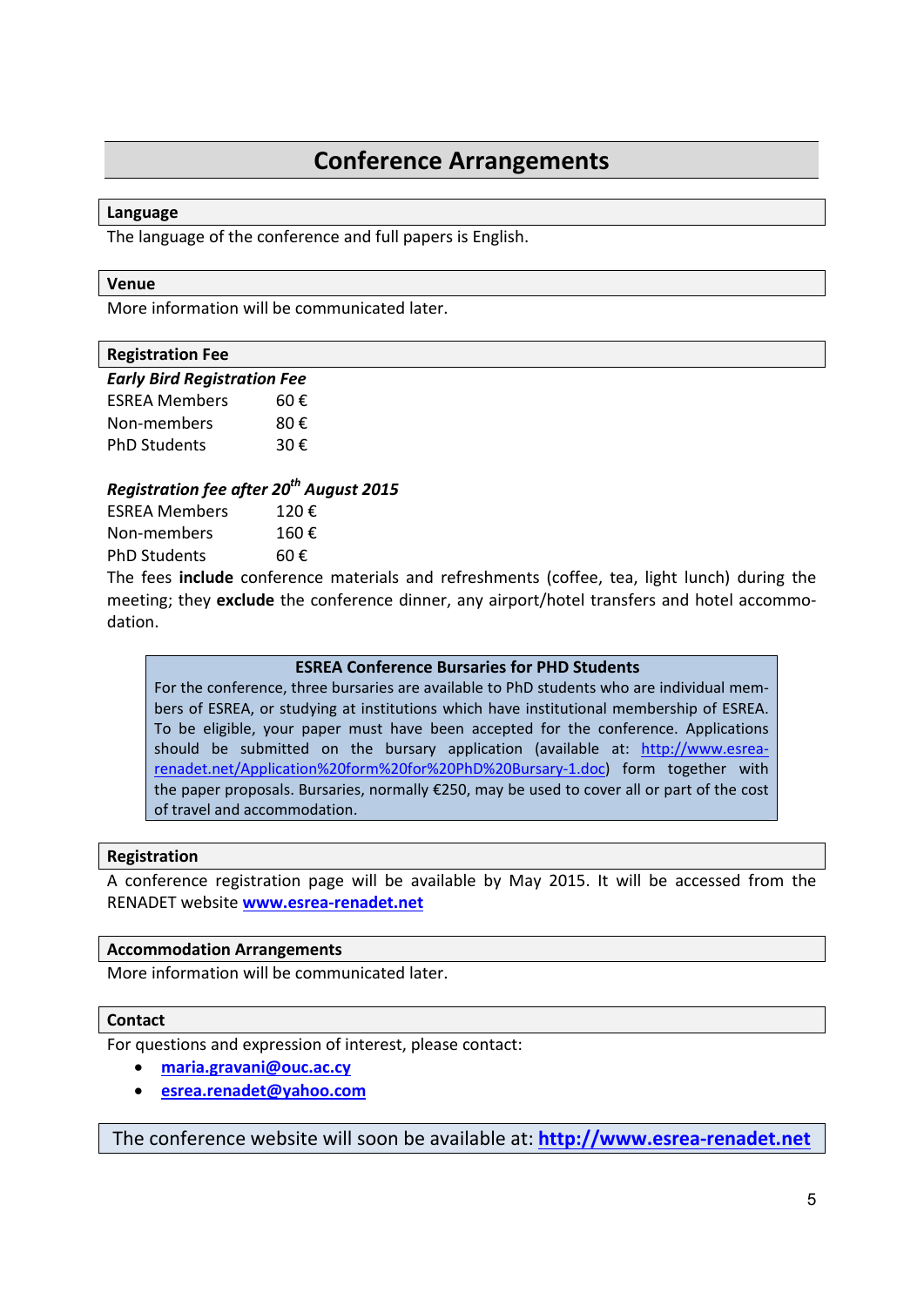# Conference Arrangements

## Language

The language of the conference and full papers is English.

## Venue

More information will be communicated later.

## Registration Fee

***Early Bird Registration Fee***

| | |
|---|---|
| ESREA Members | 60 € |
| Non-members | 80 € |
| PhD Students | 30 € |

***Registration fee after 20th August 2015***

| | |
|---|---|
| ESREA Members | 120 € |
| Non-members | 160 € |
| PhD Students | 60 € |

The fees **include** conference materials and refreshments (coffee, tea, light lunch) during the meeting; they **exclude** the conference dinner, any airport/hotel transfers and hotel accommodation.

> **ESREA Conference Bursaries for PHD Students**
>
> For the conference, three bursaries are available to PhD students who are individual members of ESREA, or studying at institutions which have institutional membership of ESREA. To be eligible, your paper must have been accepted for the conference. Applications should be submitted on the bursary application (available at: [http://www.esrea-renadet.net/Application%20form%20for%20PhD%20Bursary-1.doc](http://www.esrea-renadet.net/Application%20form%20for%20PhD%20Bursary-1.doc)) form together with the paper proposals. Bursaries, normally €250, may be used to cover all or part of the cost of travel and accommodation.

## Registration

A conference registration page will be available by May 2015. It will be accessed from the RENADET website **[www.esrea-renadet.net](http://www.esrea-renadet.net)**

## Accommodation Arrangements

More information will be communicated later.

## Contact

For questions and expression of interest, please contact:

- **maria.gravani@ouc.ac.cy**
- **esrea.renadet@yahoo.com**

The conference website will soon be available at: **[http://www.esrea-renadet.net](http://www.esrea-renadet.net)**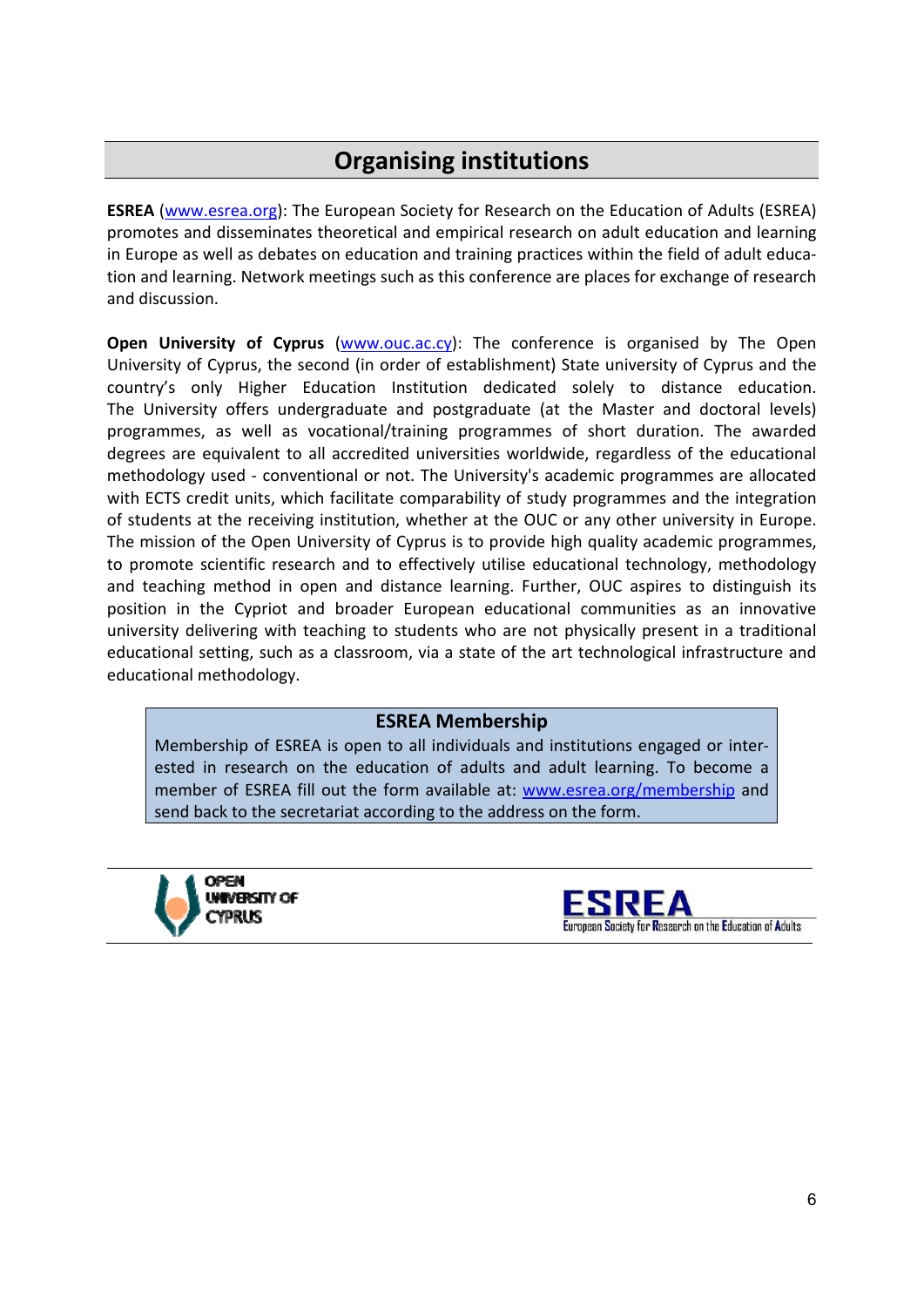## Organising institutions

**ESREA** (www.esrea.org): The European Society for Research on the Education of Adults (ESREA) promotes and disseminates theoretical and empirical research on adult education and learning in Europe as well as debates on education and training practices within the field of adult education and learning. Network meetings such as this conference are places for exchange of research and discussion.

**Open University of Cyprus** (www.ouc.ac.cy): The conference is organised by The Open University of Cyprus, the second (in order of establishment) State university of Cyprus and the country's only Higher Education Institution dedicated solely to distance education. The University offers undergraduate and postgraduate (at the Master and doctoral levels) programmes, as well as vocational/training programmes of short duration. The awarded degrees are equivalent to all accredited universities worldwide, regardless of the educational methodology used - conventional or not. The University's academic programmes are allocated with ECTS credit units, which facilitate comparability of study programmes and the integration of students at the receiving institution, whether at the OUC or any other university in Europe. The mission of the Open University of Cyprus is to provide high quality academic programmes, to promote scientific research and to effectively utilise educational technology, methodology and teaching method in open and distance learning. Further, OUC aspires to distinguish its position in the Cypriot and broader European educational communities as an innovative university delivering with teaching to students who are not physically present in a traditional educational setting, such as a classroom, via a state of the art technological infrastructure and educational methodology.

### ESREA Membership

Membership of ESREA is open to all individuals and institutions engaged or interested in research on the education of adults and adult learning. To become a member of ESREA fill out the form available at: www.esrea.org/membership and send back to the secretariat according to the address on the form.

OPEN UNIVERSITY OF CYPRUS

ESREA
European Society for Research on the Education of Adults